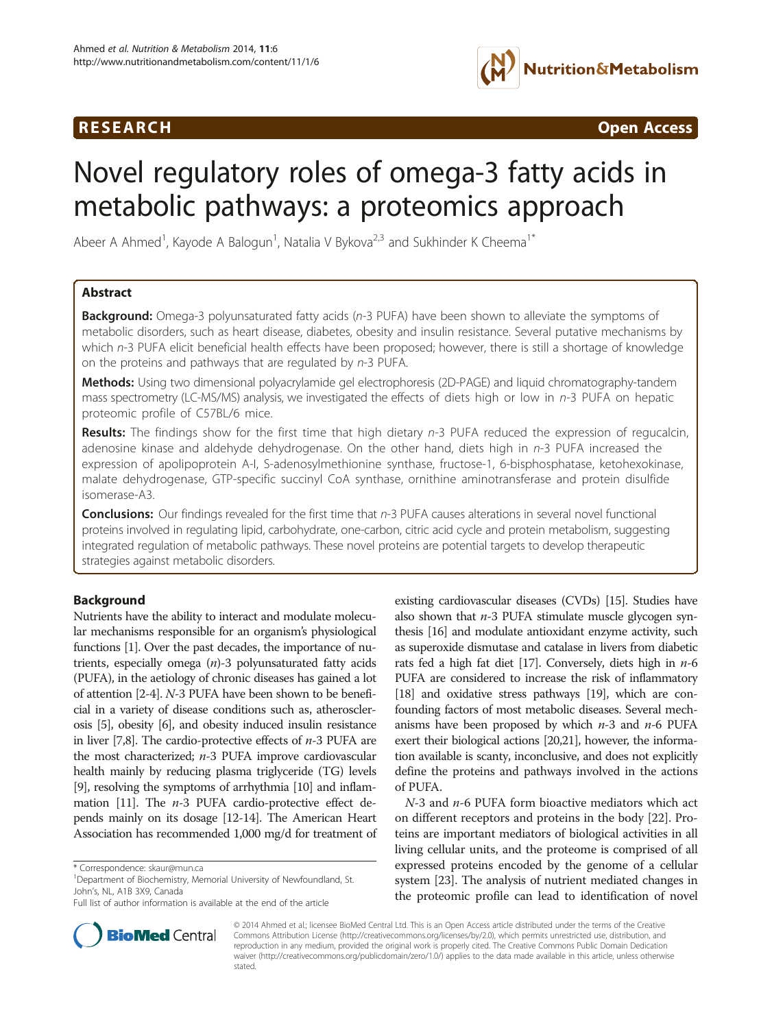RESEARCH Open Access

# Novel regulatory roles of omega-3 fatty acids in metabolic pathways: a proteomics approach

Abeer A Ahmed[1], Kayode A Balogun[1], Natalia V Bykova[2,3] and Sukhinder K Cheema[1*]

## Abstract

**Background:** Omega-3 polyunsaturated fatty acids (*n*-3 PUFA) have been shown to alleviate the symptoms of metabolic disorders, such as heart disease, diabetes, obesity and insulin resistance. Several putative mechanisms by which *n*-3 PUFA elicit beneficial health effects have been proposed; however, there is still a shortage of knowledge on the proteins and pathways that are regulated by *n*-3 PUFA.

**Methods:** Using two dimensional polyacrylamide gel electrophoresis (2D-PAGE) and liquid chromatography-tandem mass spectrometry (LC-MS/MS) analysis, we investigated the effects of diets high or low in *n*-3 PUFA on hepatic proteomic profile of C57BL/6 mice.

**Results:** The findings show for the first time that high dietary *n*-3 PUFA reduced the expression of regucalcin, adenosine kinase and aldehyde dehydrogenase. On the other hand, diets high in *n*-3 PUFA increased the expression of apolipoprotein A-I, S-adenosylmethionine synthase, fructose-1, 6-bisphosphatase, ketohexokinase, malate dehydrogenase, GTP-specific succinyl CoA synthase, ornithine aminotransferase and protein disulfide isomerase-A3.

**Conclusions:** Our findings revealed for the first time that *n*-3 PUFA causes alterations in several novel functional proteins involved in regulating lipid, carbohydrate, one-carbon, citric acid cycle and protein metabolism, suggesting integrated regulation of metabolic pathways. These novel proteins are potential targets to develop therapeutic strategies against metabolic disorders.

## Background

Nutrients have the ability to interact and modulate molecular mechanisms responsible for an organism's physiological functions [1]. Over the past decades, the importance of nutrients, especially omega (*n*)-3 polyunsaturated fatty acids (PUFA), in the aetiology of chronic diseases has gained a lot of attention [2-4]. *N*-3 PUFA have been shown to be beneficial in a variety of disease conditions such as, atherosclerosis [5], obesity [6], and obesity induced insulin resistance in liver [7,8]. The cardio-protective effects of *n*-3 PUFA are the most characterized; *n*-3 PUFA improve cardiovascular health mainly by reducing plasma triglyceride (TG) levels [9], resolving the symptoms of arrhythmia [10] and inflammation [11]. The *n*-3 PUFA cardio-protective effect depends mainly on its dosage [12-14]. The American Heart Association has recommended 1,000 mg/d for treatment of existing cardiovascular diseases (CVDs) [15]. Studies have also shown that *n*-3 PUFA stimulate muscle glycogen synthesis [16] and modulate antioxidant enzyme activity, such as superoxide dismutase and catalase in livers from diabetic rats fed a high fat diet [17]. Conversely, diets high in *n*-6 PUFA are considered to increase the risk of inflammatory [18] and oxidative stress pathways [19], which are confounding factors of most metabolic diseases. Several mechanisms have been proposed by which *n*-3 and *n*-6 PUFA exert their biological actions [20,21], however, the information available is scanty, inconclusive, and does not explicitly define the proteins and pathways involved in the actions of PUFA.

*N*-3 and *n*-6 PUFA form bioactive mediators which act on different receptors and proteins in the body [22]. Proteins are important mediators of biological activities in all living cellular units, and the proteome is comprised of all expressed proteins encoded by the genome of a cellular system [23]. The analysis of nutrient mediated changes in the proteomic profile can lead to identification of novel

\* Correspondence: skaur@mun.ca
[1]Department of Biochemistry, Memorial University of Newfoundland, St. John's, NL, A1B 3X9, Canada
Full list of author information is available at the end of the article

© 2014 Ahmed et al.; licensee BioMed Central Ltd. This is an Open Access article distributed under the terms of the Creative Commons Attribution License (http://creativecommons.org/licenses/by/2.0), which permits unrestricted use, distribution, and reproduction in any medium, provided the original work is properly cited. The Creative Commons Public Domain Dedication waiver (http://creativecommons.org/publicdomain/zero/1.0/) applies to the data made available in this article, unless otherwise stated.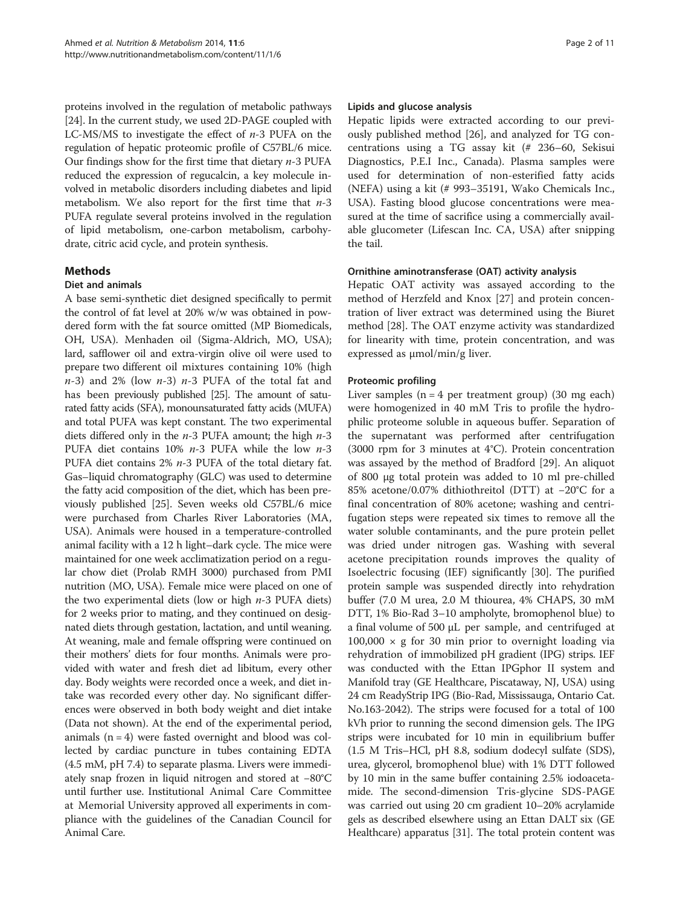proteins involved in the regulation of metabolic pathways [24]. In the current study, we used 2D-PAGE coupled with LC-MS/MS to investigate the effect of *n*-3 PUFA on the regulation of hepatic proteomic profile of C57BL/6 mice. Our findings show for the first time that dietary *n*-3 PUFA reduced the expression of regucalcin, a key molecule involved in metabolic disorders including diabetes and lipid metabolism. We also report for the first time that *n*-3 PUFA regulate several proteins involved in the regulation of lipid metabolism, one-carbon metabolism, carbohydrate, citric acid cycle, and protein synthesis.

## Methods

### Diet and animals

A base semi-synthetic diet designed specifically to permit the control of fat level at 20% w/w was obtained in powdered form with the fat source omitted (MP Biomedicals, OH, USA). Menhaden oil (Sigma-Aldrich, MO, USA); lard, safflower oil and extra-virgin olive oil were used to prepare two different oil mixtures containing 10% (high *n*-3) and 2% (low *n*-3) *n*-3 PUFA of the total fat and has been previously published [25]. The amount of saturated fatty acids (SFA), monounsaturated fatty acids (MUFA) and total PUFA was kept constant. The two experimental diets differed only in the *n*-3 PUFA amount; the high *n*-3 PUFA diet contains 10% *n*-3 PUFA while the low *n*-3 PUFA diet contains 2% *n*-3 PUFA of the total dietary fat. Gas–liquid chromatography (GLC) was used to determine the fatty acid composition of the diet, which has been previously published [25]. Seven weeks old C57BL/6 mice were purchased from Charles River Laboratories (MA, USA). Animals were housed in a temperature-controlled animal facility with a 12 h light–dark cycle. The mice were maintained for one week acclimatization period on a regular chow diet (Prolab RMH 3000) purchased from PMI nutrition (MO, USA). Female mice were placed on one of the two experimental diets (low or high *n*-3 PUFA diets) for 2 weeks prior to mating, and they continued on designated diets through gestation, lactation, and until weaning. At weaning, male and female offspring were continued on their mothers' diets for four months. Animals were provided with water and fresh diet ad libitum, every other day. Body weights were recorded once a week, and diet intake was recorded every other day. No significant differences were observed in both body weight and diet intake (Data not shown). At the end of the experimental period, animals (n = 4) were fasted overnight and blood was collected by cardiac puncture in tubes containing EDTA (4.5 mM, pH 7.4) to separate plasma. Livers were immediately snap frozen in liquid nitrogen and stored at −80°C until further use. Institutional Animal Care Committee at Memorial University approved all experiments in compliance with the guidelines of the Canadian Council for Animal Care.

### Lipids and glucose analysis

Hepatic lipids were extracted according to our previously published method [26], and analyzed for TG concentrations using a TG assay kit (# 236–60, Sekisui Diagnostics, P.E.I Inc., Canada). Plasma samples were used for determination of non-esterified fatty acids (NEFA) using a kit (# 993–35191, Wako Chemicals Inc., USA). Fasting blood glucose concentrations were measured at the time of sacrifice using a commercially available glucometer (Lifescan Inc. CA, USA) after snipping the tail.

### Ornithine aminotransferase (OAT) activity analysis

Hepatic OAT activity was assayed according to the method of Herzfeld and Knox [27] and protein concentration of liver extract was determined using the Biuret method [28]. The OAT enzyme activity was standardized for linearity with time, protein concentration, and was expressed as μmol/min/g liver.

### Proteomic profiling

Liver samples (n = 4 per treatment group) (30 mg each) were homogenized in 40 mM Tris to profile the hydrophilic proteome soluble in aqueous buffer. Separation of the supernatant was performed after centrifugation (3000 rpm for 3 minutes at 4°C). Protein concentration was assayed by the method of Bradford [29]. An aliquot of 800 μg total protein was added to 10 ml pre-chilled 85% acetone/0.07% dithiothreitol (DTT) at −20°C for a final concentration of 80% acetone; washing and centrifugation steps were repeated six times to remove all the water soluble contaminants, and the pure protein pellet was dried under nitrogen gas. Washing with several acetone precipitation rounds improves the quality of Isoelectric focusing (IEF) significantly [30]. The purified protein sample was suspended directly into rehydration buffer (7.0 M urea, 2.0 M thiourea, 4% CHAPS, 30 mM DTT, 1% Bio-Rad 3–10 ampholyte, bromophenol blue) to a final volume of 500 μL per sample, and centrifuged at 100,000 × g for 30 min prior to overnight loading via rehydration of immobilized pH gradient (IPG) strips. IEF was conducted with the Ettan IPGphor II system and Manifold tray (GE Healthcare, Piscataway, NJ, USA) using 24 cm ReadyStrip IPG (Bio-Rad, Mississauga, Ontario Cat. No.163-2042). The strips were focused for a total of 100 kVh prior to running the second dimension gels. The IPG strips were incubated for 10 min in equilibrium buffer (1.5 M Tris–HCl, pH 8.8, sodium dodecyl sulfate (SDS), urea, glycerol, bromophenol blue) with 1% DTT followed by 10 min in the same buffer containing 2.5% iodoacetamide. The second-dimension Tris-glycine SDS-PAGE was carried out using 20 cm gradient 10–20% acrylamide gels as described elsewhere using an Ettan DALT six (GE Healthcare) apparatus [31]. The total protein content was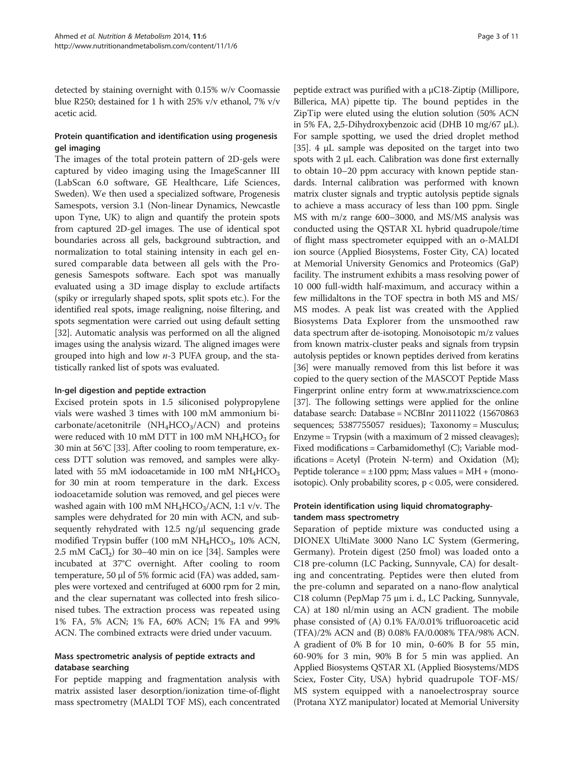detected by staining overnight with 0.15% w/v Coomassie blue R250; destained for 1 h with 25% v/v ethanol, 7% v/v acetic acid.

### Protein quantification and identification using progenesis gel imaging

The images of the total protein pattern of 2D-gels were captured by video imaging using the ImageScanner III (LabScan 6.0 software, GE Healthcare, Life Sciences, Sweden). We then used a specialized software, Progenesis Samespots, version 3.1 (Non-linear Dynamics, Newcastle upon Tyne, UK) to align and quantify the protein spots from captured 2D-gel images. The use of identical spot boundaries across all gels, background subtraction, and normalization to total staining intensity in each gel ensured comparable data between all gels with the Progenesis Samespots software. Each spot was manually evaluated using a 3D image display to exclude artifacts (spiky or irregularly shaped spots, split spots etc.). For the identified real spots, image realigning, noise filtering, and spots segmentation were carried out using default setting [32]. Automatic analysis was performed on all the aligned images using the analysis wizard. The aligned images were grouped into high and low *n*-3 PUFA group, and the statistically ranked list of spots was evaluated.

### In-gel digestion and peptide extraction

Excised protein spots in 1.5 siliconised polypropylene vials were washed 3 times with 100 mM ammonium bicarbonate/acetonitrile ($NH_4HCO_3$/ACN) and proteins were reduced with 10 mM DTT in 100 mM $NH_4HCO_3$ for 30 min at 56°C [33]. After cooling to room temperature, excess DTT solution was removed, and samples were alkylated with 55 mM iodoacetamide in 100 mM $NH_4HCO_3$ for 30 min at room temperature in the dark. Excess iodoacetamide solution was removed, and gel pieces were washed again with 100 mM $NH_4HCO_3$/ACN, 1:1 v/v. The samples were dehydrated for 20 min with ACN, and subsequently rehydrated with 12.5 ng/μl sequencing grade modified Trypsin buffer (100 mM $NH_4HCO_3$, 10% ACN, 2.5 mM $CaCl_2$) for 30–40 min on ice [34]. Samples were incubated at 37°C overnight. After cooling to room temperature, 50 μl of 5% formic acid (FA) was added, samples were vortexed and centrifuged at 6000 rpm for 2 min, and the clear supernatant was collected into fresh siliconised tubes. The extraction process was repeated using 1% FA, 5% ACN; 1% FA, 60% ACN; 1% FA and 99% ACN. The combined extracts were dried under vacuum.

### Mass spectrometric analysis of peptide extracts and database searching

For peptide mapping and fragmentation analysis with matrix assisted laser desorption/ionization time-of-flight mass spectrometry (MALDI TOF MS), each concentrated peptide extract was purified with a μC18-Ziptip (Millipore, Billerica, MA) pipette tip. The bound peptides in the ZipTip were eluted using the elution solution (50% ACN in 5% FA, 2,5-Dihydroxybenzoic acid (DHB 10 mg/67 μL). For sample spotting, we used the dried droplet method [35]. 4 μL sample was deposited on the target into two spots with 2 μL each. Calibration was done first externally to obtain 10–20 ppm accuracy with known peptide standards. Internal calibration was performed with known matrix cluster signals and tryptic autolysis peptide signals to achieve a mass accuracy of less than 100 ppm. Single MS with m/z range 600–3000, and MS/MS analysis was conducted using the QSTAR XL hybrid quadrupole/time of flight mass spectrometer equipped with an o-MALDI ion source (Applied Biosystems, Foster City, CA) located at Memorial University Genomics and Proteomics (GaP) facility. The instrument exhibits a mass resolving power of 10 000 full-width half-maximum, and accuracy within a few millidaltons in the TOF spectra in both MS and MS/MS modes. A peak list was created with the Applied Biosystems Data Explorer from the unsmoothed raw data spectrum after de-isotoping. Monoisotopic m/z values from known matrix-cluster peaks and signals from trypsin autolysis peptides or known peptides derived from keratins [36] were manually removed from this list before it was copied to the query section of the MASCOT Peptide Mass Fingerprint online entry form at www.matrixscience.com [37]. The following settings were applied for the online database search: Database = NCBInr 20111022 (15670863 sequences; 5387755057 residues); Taxonomy = Musculus; Enzyme = Trypsin (with a maximum of 2 missed cleavages); Fixed modifications = Carbamidomethyl (C); Variable modifications = Acetyl (Protein N-term) and Oxidation (M); Peptide tolerance = ±100 ppm; Mass values = MH + (monoisotopic). Only probability scores, $p < 0.05$, were considered.

### Protein identification using liquid chromatography-tandem mass spectrometry

Separation of peptide mixture was conducted using a DIONEX UltiMate 3000 Nano LC System (Germering, Germany). Protein digest (250 fmol) was loaded onto a C18 pre-column (LC Packing, Sunnyvale, CA) for desalting and concentrating. Peptides were then eluted from the pre-column and separated on a nano-flow analytical C18 column (PepMap 75 μm i. d., LC Packing, Sunnyvale, CA) at 180 nl/min using an ACN gradient. The mobile phase consisted of (A) 0.1% FA/0.01% trifluoroacetic acid (TFA)/2% ACN and (B) 0.08% FA/0.008% TFA/98% ACN. A gradient of 0% B for 10 min, 0-60% B for 55 min, 60-90% for 3 min, 90% B for 5 min was applied. An Applied Biosystems QSTAR XL (Applied Biosystems/MDS Sciex, Foster City, USA) hybrid quadrupole TOF-MS/MS system equipped with a nanoelectrospray source (Protana XYZ manipulator) located at Memorial University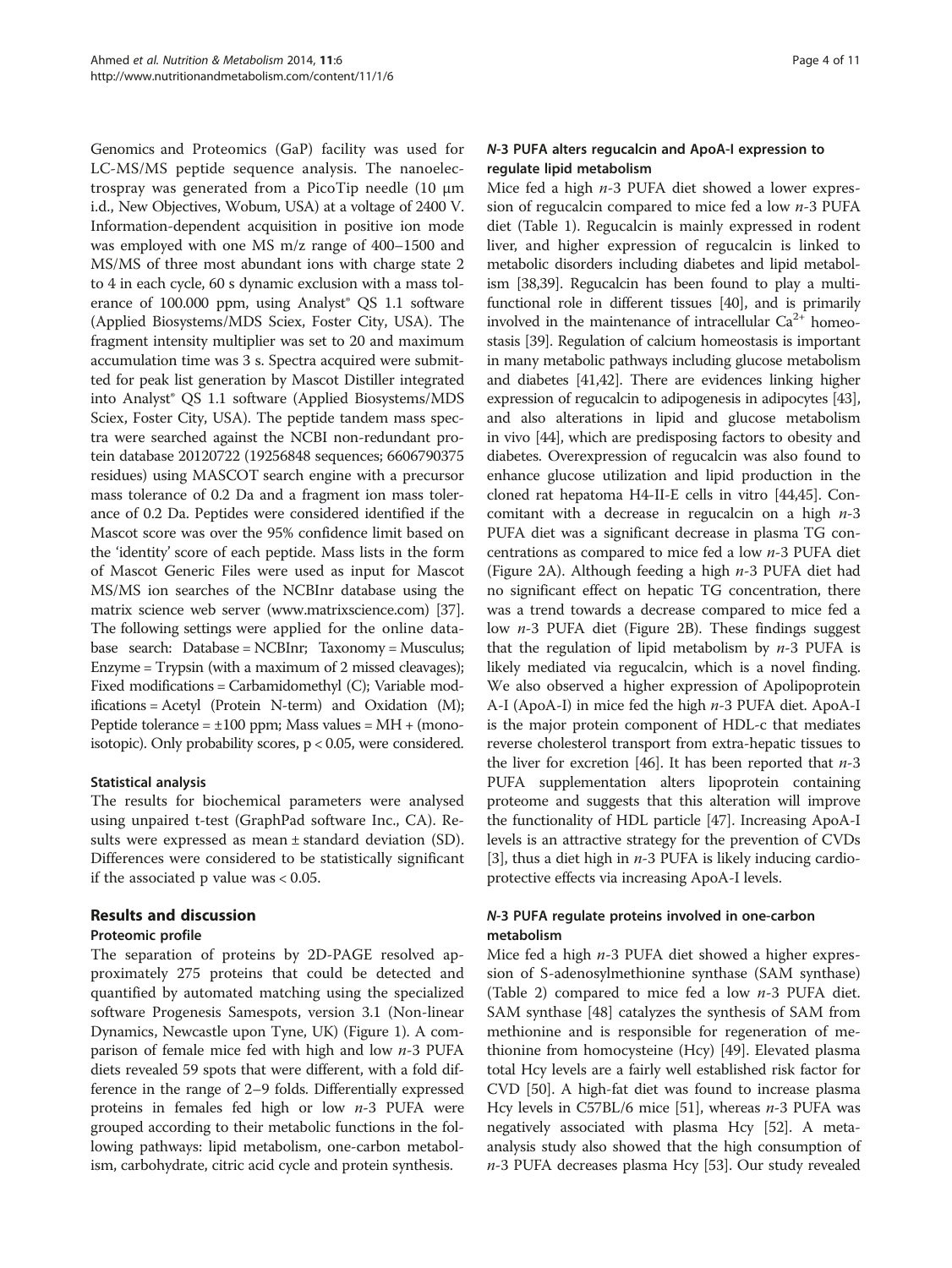Genomics and Proteomics (GaP) facility was used for LC-MS/MS peptide sequence analysis. The nanoelectrospray was generated from a PicoTip needle (10 μm i.d., New Objectives, Wobum, USA) at a voltage of 2400 V. Information-dependent acquisition in positive ion mode was employed with one MS m/z range of 400–1500 and MS/MS of three most abundant ions with charge state 2 to 4 in each cycle, 60 s dynamic exclusion with a mass tolerance of 100.000 ppm, using Analyst® QS 1.1 software (Applied Biosystems/MDS Sciex, Foster City, USA). The fragment intensity multiplier was set to 20 and maximum accumulation time was 3 s. Spectra acquired were submitted for peak list generation by Mascot Distiller integrated into Analyst® QS 1.1 software (Applied Biosystems/MDS Sciex, Foster City, USA). The peptide tandem mass spectra were searched against the NCBI non-redundant protein database 20120722 (19256848 sequences; 6606790375 residues) using MASCOT search engine with a precursor mass tolerance of 0.2 Da and a fragment ion mass tolerance of 0.2 Da. Peptides were considered identified if the Mascot score was over the 95% confidence limit based on the 'identity' score of each peptide. Mass lists in the form of Mascot Generic Files were used as input for Mascot MS/MS ion searches of the NCBInr database using the matrix science web server (www.matrixscience.com) [37]. The following settings were applied for the online database search: Database = NCBInr; Taxonomy = Musculus; Enzyme = Trypsin (with a maximum of 2 missed cleavages); Fixed modifications = Carbamidomethyl (C); Variable modifications = Acetyl (Protein N-term) and Oxidation (M); Peptide tolerance = ±100 ppm; Mass values = MH + (monoisotopic). Only probability scores, $p < 0.05$, were considered.

### Statistical analysis

The results for biochemical parameters were analysed using unpaired t-test (GraphPad software Inc., CA). Results were expressed as mean ± standard deviation (SD). Differences were considered to be statistically significant if the associated p value was < 0.05.

## Results and discussion

### Proteomic profile

The separation of proteins by 2D-PAGE resolved approximately 275 proteins that could be detected and quantified by automated matching using the specialized software Progenesis Samespots, version 3.1 (Non-linear Dynamics, Newcastle upon Tyne, UK) (Figure 1). A comparison of female mice fed with high and low *n*-3 PUFA diets revealed 59 spots that were different, with a fold difference in the range of 2–9 folds. Differentially expressed proteins in females fed high or low *n*-3 PUFA were grouped according to their metabolic functions in the following pathways: lipid metabolism, one-carbon metabolism, carbohydrate, citric acid cycle and protein synthesis.

### *N*-3 PUFA alters regucalcin and ApoA-I expression to regulate lipid metabolism

Mice fed a high *n*-3 PUFA diet showed a lower expression of regucalcin compared to mice fed a low *n*-3 PUFA diet (Table 1). Regucalcin is mainly expressed in rodent liver, and higher expression of regucalcin is linked to metabolic disorders including diabetes and lipid metabolism [38,39]. Regucalcin has been found to play a multifunctional role in different tissues [40], and is primarily involved in the maintenance of intracellular $Ca^{2+}$ homeostasis [39]. Regulation of calcium homeostasis is important in many metabolic pathways including glucose metabolism and diabetes [41,42]. There are evidences linking higher expression of regucalcin to adipogenesis in adipocytes [43], and also alterations in lipid and glucose metabolism in vivo [44], which are predisposing factors to obesity and diabetes. Overexpression of regucalcin was also found to enhance glucose utilization and lipid production in the cloned rat hepatoma H4-II-E cells in vitro [44,45]. Concomitant with a decrease in regucalcin on a high *n*-3 PUFA diet was a significant decrease in plasma TG concentrations as compared to mice fed a low *n*-3 PUFA diet (Figure 2A). Although feeding a high *n*-3 PUFA diet had no significant effect on hepatic TG concentration, there was a trend towards a decrease compared to mice fed a low *n*-3 PUFA diet (Figure 2B). These findings suggest that the regulation of lipid metabolism by *n*-3 PUFA is likely mediated via regucalcin, which is a novel finding. We also observed a higher expression of Apolipoprotein A-I (ApoA-I) in mice fed the high *n*-3 PUFA diet. ApoA-I is the major protein component of HDL-c that mediates reverse cholesterol transport from extra-hepatic tissues to the liver for excretion [46]. It has been reported that *n*-3 PUFA supplementation alters lipoprotein containing proteome and suggests that this alteration will improve the functionality of HDL particle [47]. Increasing ApoA-I levels is an attractive strategy for the prevention of CVDs [3], thus a diet high in *n*-3 PUFA is likely inducing cardioprotective effects via increasing ApoA-I levels.

### *N*-3 PUFA regulate proteins involved in one-carbon metabolism

Mice fed a high *n*-3 PUFA diet showed a higher expression of S-adenosylmethionine synthase (SAM synthase) (Table 2) compared to mice fed a low *n*-3 PUFA diet. SAM synthase [48] catalyzes the synthesis of SAM from methionine and is responsible for regeneration of methionine from homocysteine (Hcy) [49]. Elevated plasma total Hcy levels are a fairly well established risk factor for CVD [50]. A high-fat diet was found to increase plasma Hcy levels in C57BL/6 mice [51], whereas *n*-3 PUFA was negatively associated with plasma Hcy [52]. A meta-analysis study also showed that the high consumption of *n*-3 PUFA decreases plasma Hcy [53]. Our study revealed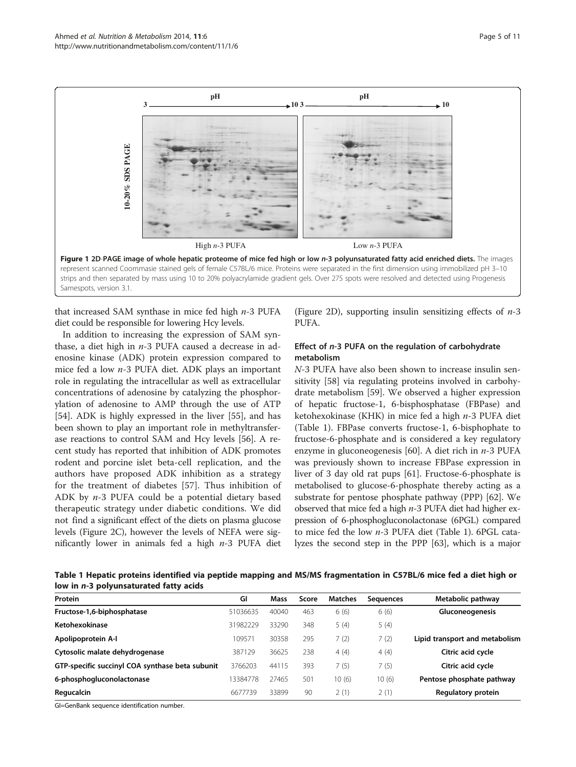Figure 1 2D-PAGE image of whole hepatic proteome of mice fed high or low *n*-3 polyunsaturated fatty acid enriched diets. The images represent scanned Coommasie stained gels of female C57BL/6 mice. Proteins were separated in the first dimension using immobilized pH 3–10 strips and then separated by mass using 10 to 20% polyacrylamide gradient gels. Over 275 spots were resolved and detected using Progenesis Samespots, version 3.1.

that increased SAM synthase in mice fed high *n*-3 PUFA diet could be responsible for lowering Hcy levels.

In addition to increasing the expression of SAM synthase, a diet high in *n*-3 PUFA caused a decrease in adenosine kinase (ADK) protein expression compared to mice fed a low *n*-3 PUFA diet. ADK plays an important role in regulating the intracellular as well as extracellular concentrations of adenosine by catalyzing the phosphorylation of adenosine to AMP through the use of ATP [54]. ADK is highly expressed in the liver [55], and has been shown to play an important role in methyltransferase reactions to control SAM and Hcy levels [56]. A recent study has reported that inhibition of ADK promotes rodent and porcine islet beta-cell replication, and the authors have proposed ADK inhibition as a strategy for the treatment of diabetes [57]. Thus inhibition of ADK by *n*-3 PUFA could be a potential dietary based therapeutic strategy under diabetic conditions. We did not find a significant effect of the diets on plasma glucose levels (Figure 2C), however the levels of NEFA were significantly lower in animals fed a high *n*-3 PUFA diet (Figure 2D), supporting insulin sensitizing effects of *n*-3 PUFA.

### Effect of *n*-3 PUFA on the regulation of carbohydrate metabolism

*N*-3 PUFA have also been shown to increase insulin sensitivity [58] via regulating proteins involved in carbohydrate metabolism [59]. We observed a higher expression of hepatic fructose-1, 6-bisphosphatase (FBPase) and ketohexokinase (KHK) in mice fed a high *n*-3 PUFA diet (Table 1). FBPase converts fructose-1, 6-bisphophate to fructose-6-phosphate and is considered a key regulatory enzyme in gluconeogenesis [60]. A diet rich in *n*-3 PUFA was previously shown to increase FBPase expression in liver of 3 day old rat pups [61]. Fructose-6-phosphate is metabolised to glucose-6-phosphate thereby acting as a substrate for pentose phosphate pathway (PPP) [62]. We observed that mice fed a high *n*-3 PUFA diet had higher expression of 6-phosphogluconolactonase (6PGL) compared to mice fed the low *n*-3 PUFA diet (Table 1). 6PGL catalyzes the second step in the PPP [63], which is a major

**Table 1 Hepatic proteins identified via peptide mapping and MS/MS fragmentation in C57BL/6 mice fed a diet high or low in *n*-3 polyunsaturated fatty acids**

| Protein | GI | Mass | Score | Matches | Sequences | Metabolic pathway |
|---|---|---|---|---|---|---|
| **Fructose-1,6-biphosphatase** | 51036635 | 40040 | 463 | 6 (6) | 6 (6) | **Gluconeogenesis** |
| **Ketohexokinase** | 31982229 | 33290 | 348 | 5 (4) | 5 (4) | |
| **Apolipoprotein A-I** | 109571 | 30358 | 295 | 7 (2) | 7 (2) | **Lipid transport and metabolism** |
| **Cytosolic malate dehydrogenase** | 387129 | 36625 | 238 | 4 (4) | 4 (4) | **Citric acid cycle** |
| **GTP-specific succinyl COA synthase beta subunit** | 3766203 | 44115 | 393 | 7 (5) | 7 (5) | **Citric acid cycle** |
| **6-phosphogluconolactonase** | 13384778 | 27465 | 501 | 10 (6) | 10 (6) | **Pentose phosphate pathway** |
| **Regucalcin** | 6677739 | 33899 | 90 | 2 (1) | 2 (1) | **Regulatory protein** |

GI=GenBank sequence identification number.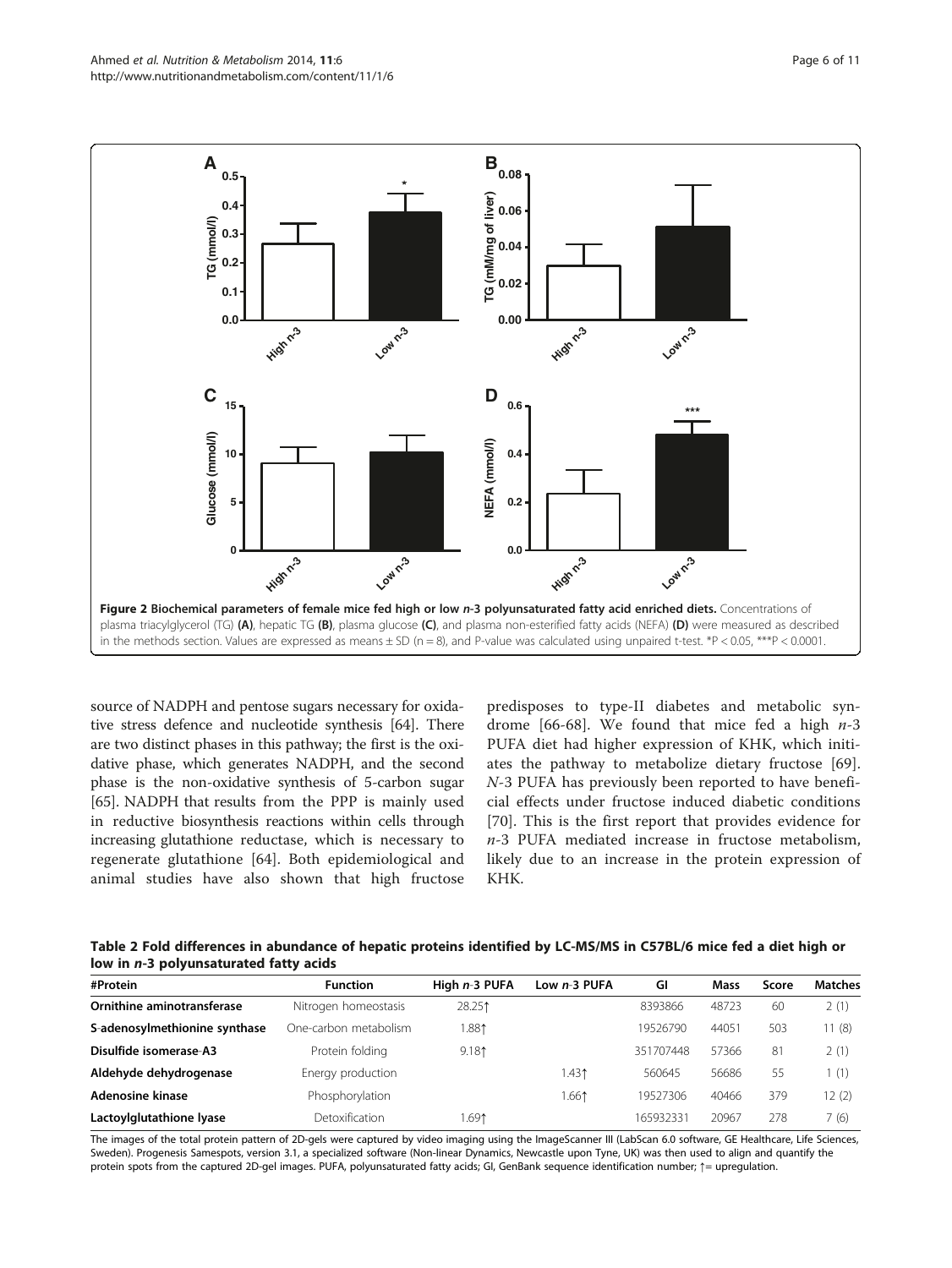**Figure 2 Biochemical parameters of female mice fed high or low *n*-3 polyunsaturated fatty acid enriched diets.** Concentrations of plasma triacylglycerol (TG) **(A)**, hepatic TG **(B)**, plasma glucose **(C)**, and plasma non-esterified fatty acids (NEFA) **(D)** were measured as described in the methods section. Values are expressed as means ± SD (n = 8), and P-value was calculated using unpaired t-test. *P < 0.05, ***P < 0.0001.

source of NADPH and pentose sugars necessary for oxidative stress defence and nucleotide synthesis [64]. There are two distinct phases in this pathway; the first is the oxidative phase, which generates NADPH, and the second phase is the non-oxidative synthesis of 5-carbon sugar [65]. NADPH that results from the PPP is mainly used in reductive biosynthesis reactions within cells through increasing glutathione reductase, which is necessary to regenerate glutathione [64]. Both epidemiological and animal studies have also shown that high fructose predisposes to type-II diabetes and metabolic syndrome [66-68]. We found that mice fed a high *n*-3 PUFA diet had higher expression of KHK, which initiates the pathway to metabolize dietary fructose [69]. *N*-3 PUFA has previously been reported to have beneficial effects under fructose induced diabetic conditions [70]. This is the first report that provides evidence for *n*-3 PUFA mediated increase in fructose metabolism, likely due to an increase in the protein expression of KHK.

**Table 2 Fold differences in abundance of hepatic proteins identified by LC-MS/MS in C57BL/6 mice fed a diet high or low in *n*-3 polyunsaturated fatty acids**

| #Protein | Function | High *n*-3 PUFA | Low *n*-3 PUFA | GI | Mass | Score | Matches |
|---|---|---|---|---|---|---|---|
| **Ornithine aminotransferase** | Nitrogen homeostasis | 28.25↑ | | 8393866 | 48723 | 60 | 2 (1) |
| **S-adenosylmethionine synthase** | One-carbon metabolism | 1.88↑ | | 19526790 | 44051 | 503 | 11 (8) |
| **Disulfide isomerase-A3** | Protein folding | 9.18↑ | | 351707448 | 57366 | 81 | 2 (1) |
| **Aldehyde dehydrogenase** | Energy production | | 1.43↑ | 560645 | 56686 | 55 | 1 (1) |
| **Adenosine kinase** | Phosphorylation | | 1.66↑ | 19527306 | 40466 | 379 | 12 (2) |
| **Lactoylglutathione lyase** | Detoxification | 1.69↑ | | 165932331 | 20967 | 278 | 7 (6) |

The images of the total protein pattern of 2D-gels were captured by video imaging using the ImageScanner III (LabScan 6.0 software, GE Healthcare, Life Sciences, Sweden). Progenesis Samespots, version 3.1, a specialized software (Non-linear Dynamics, Newcastle upon Tyne, UK) was then used to align and quantify the protein spots from the captured 2D-gel images. PUFA, polyunsaturated fatty acids; GI, GenBank sequence identification number; ↑= upregulation.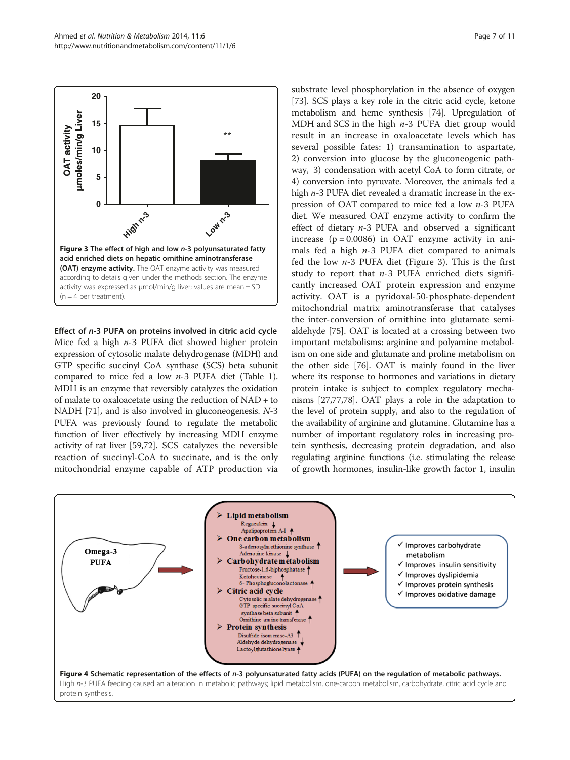**Figure 3 The effect of high and low *n*-3 polyunsaturated fatty acid enriched diets on hepatic ornithine aminotransferase (OAT) enzyme activity.** The OAT enzyme activity was measured according to details given under the methods section. The enzyme activity was expressed as μmol/min/g liver; values are mean ± SD (n = 4 per treatment).

### Effect of *n*-3 PUFA on proteins involved in citric acid cycle

Mice fed a high *n*-3 PUFA diet showed higher protein expression of cytosolic malate dehydrogenase (MDH) and GTP specific succinyl CoA synthase (SCS) beta subunit compared to mice fed a low *n*-3 PUFA diet (Table 1). MDH is an enzyme that reversibly catalyzes the oxidation of malate to oxaloacetate using the reduction of NAD + to NADH [71], and is also involved in gluconeogenesis. *N*-3 PUFA was previously found to regulate the metabolic function of liver effectively by increasing MDH enzyme activity of rat liver [59,72]. SCS catalyzes the reversible reaction of succinyl-CoA to succinate, and is the only mitochondrial enzyme capable of ATP production via substrate level phosphorylation in the absence of oxygen [73]. SCS plays a key role in the citric acid cycle, ketone metabolism and heme synthesis [74]. Upregulation of MDH and SCS in the high *n*-3 PUFA diet group would result in an increase in oxaloacetate levels which has several possible fates: 1) transamination to aspartate, 2) conversion into glucose by the gluconeogenic pathway, 3) condensation with acetyl CoA to form citrate, or 4) conversion into pyruvate. Moreover, the animals fed a high *n*-3 PUFA diet revealed a dramatic increase in the expression of OAT compared to mice fed a low *n*-3 PUFA diet. We measured OAT enzyme activity to confirm the effect of dietary *n*-3 PUFA and observed a significant increase ($p = 0.0086$) in OAT enzyme activity in animals fed a high *n*-3 PUFA diet compared to animals fed the low *n*-3 PUFA diet (Figure 3). This is the first study to report that *n*-3 PUFA enriched diets significantly increased OAT protein expression and enzyme activity. OAT is a pyridoxal-50-phosphate-dependent mitochondrial matrix aminotransferase that catalyses the inter-conversion of ornithine into glutamate semialdehyde [75]. OAT is located at a crossing between two important metabolisms: arginine and polyamine metabolism on one side and glutamate and proline metabolism on the other side [76]. OAT is mainly found in the liver where its response to hormones and variations in dietary protein intake is subject to complex regulatory mechanisms [27,77,78]. OAT plays a role in the adaptation to the level of protein supply, and also to the regulation of the availability of arginine and glutamine. Glutamine has a number of important regulatory roles in increasing protein synthesis, decreasing protein degradation, and also regulating arginine functions (i.e. stimulating the release of growth hormones, insulin-like growth factor 1, insulin

**Figure 4 Schematic representation of the effects of *n*-3 polyunsaturated fatty acids (PUFA) on the regulation of metabolic pathways.** High *n*-3 PUFA feeding caused an alteration in metabolic pathways; lipid metabolism, one-carbon metabolism, carbohydrate, citric acid cycle and protein synthesis.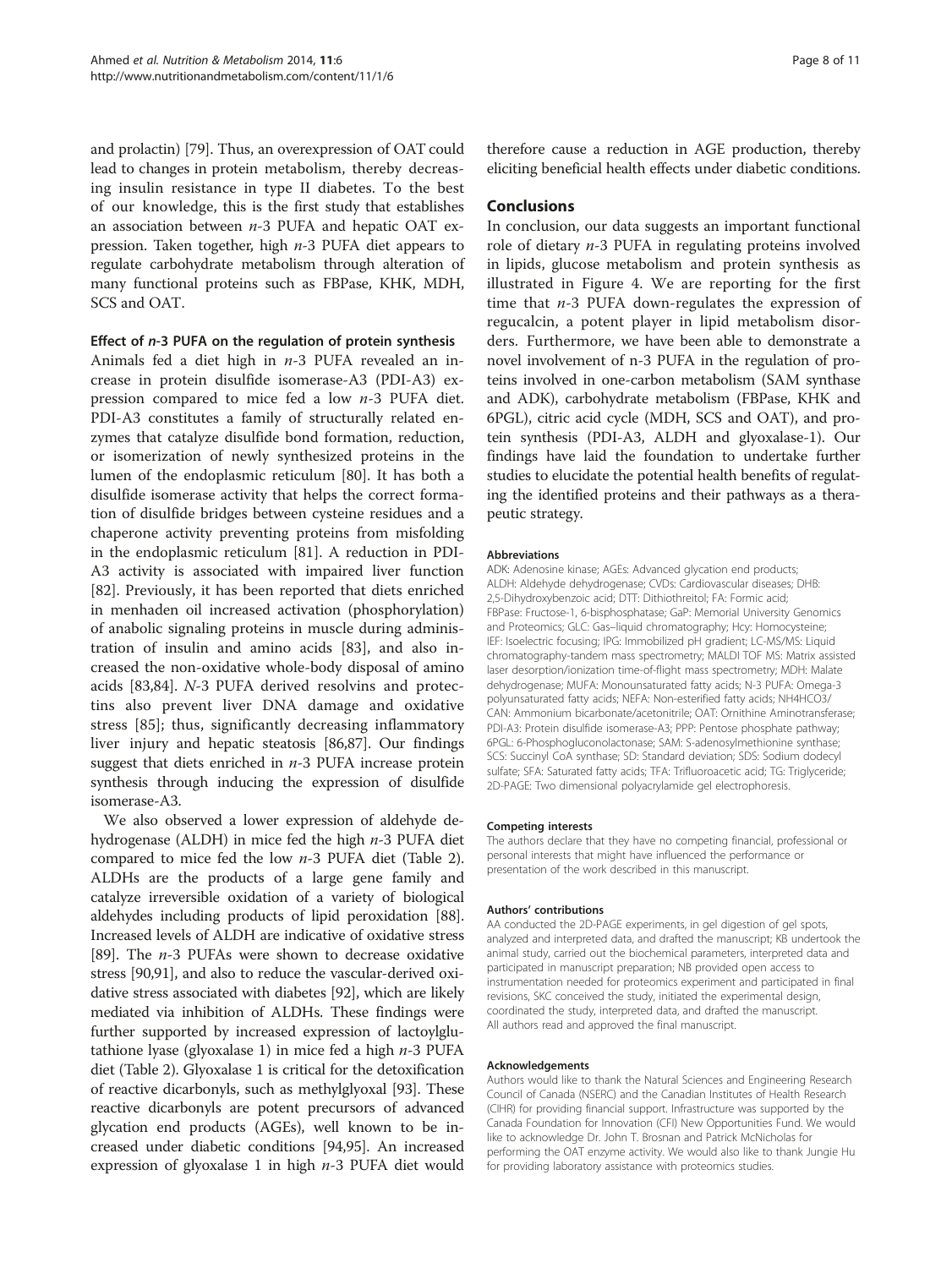and prolactin) [79]. Thus, an overexpression of OAT could lead to changes in protein metabolism, thereby decreasing insulin resistance in type II diabetes. To the best of our knowledge, this is the first study that establishes an association between *n*-3 PUFA and hepatic OAT expression. Taken together, high *n*-3 PUFA diet appears to regulate carbohydrate metabolism through alteration of many functional proteins such as FBPase, KHK, MDH, SCS and OAT.

#### Effect of *n*-3 PUFA on the regulation of protein synthesis

Animals fed a diet high in *n*-3 PUFA revealed an increase in protein disulfide isomerase-A3 (PDI-A3) expression compared to mice fed a low *n*-3 PUFA diet. PDI-A3 constitutes a family of structurally related enzymes that catalyze disulfide bond formation, reduction, or isomerization of newly synthesized proteins in the lumen of the endoplasmic reticulum [80]. It has both a disulfide isomerase activity that helps the correct formation of disulfide bridges between cysteine residues and a chaperone activity preventing proteins from misfolding in the endoplasmic reticulum [81]. A reduction in PDI-A3 activity is associated with impaired liver function [82]. Previously, it has been reported that diets enriched in menhaden oil increased activation (phosphorylation) of anabolic signaling proteins in muscle during administration of insulin and amino acids [83], and also increased the non-oxidative whole-body disposal of amino acids [83,84]. *N*-3 PUFA derived resolvins and protectins also prevent liver DNA damage and oxidative stress [85]; thus, significantly decreasing inflammatory liver injury and hepatic steatosis [86,87]. Our findings suggest that diets enriched in *n*-3 PUFA increase protein synthesis through inducing the expression of disulfide isomerase-A3.

We also observed a lower expression of aldehyde dehydrogenase (ALDH) in mice fed the high *n*-3 PUFA diet compared to mice fed the low *n*-3 PUFA diet (Table 2). ALDHs are the products of a large gene family and catalyze irreversible oxidation of a variety of biological aldehydes including products of lipid peroxidation [88]. Increased levels of ALDH are indicative of oxidative stress [89]. The *n*-3 PUFAs were shown to decrease oxidative stress [90,91], and also to reduce the vascular-derived oxidative stress associated with diabetes [92], which are likely mediated via inhibition of ALDHs. These findings were further supported by increased expression of lactoylglutathione lyase (glyoxalase 1) in mice fed a high *n*-3 PUFA diet (Table 2). Glyoxalase 1 is critical for the detoxification of reactive dicarbonyls, such as methylglyoxal [93]. These reactive dicarbonyls are potent precursors of advanced glycation end products (AGEs), well known to be increased under diabetic conditions [94,95]. An increased expression of glyoxalase 1 in high *n*-3 PUFA diet would therefore cause a reduction in AGE production, thereby eliciting beneficial health effects under diabetic conditions.

## Conclusions

In conclusion, our data suggests an important functional role of dietary *n*-3 PUFA in regulating proteins involved in lipids, glucose metabolism and protein synthesis as illustrated in Figure 4. We are reporting for the first time that *n*-3 PUFA down-regulates the expression of regucalcin, a potent player in lipid metabolism disorders. Furthermore, we have been able to demonstrate a novel involvement of n-3 PUFA in the regulation of proteins involved in one-carbon metabolism (SAM synthase and ADK), carbohydrate metabolism (FBPase, KHK and 6PGL), citric acid cycle (MDH, SCS and OAT), and protein synthesis (PDI-A3, ALDH and glyoxalase-1). Our findings have laid the foundation to undertake further studies to elucidate the potential health benefits of regulating the identified proteins and their pathways as a therapeutic strategy.

#### Abbreviations

ADK: Adenosine kinase; AGEs: Advanced glycation end products; ALDH: Aldehyde dehydrogenase; CVDs: Cardiovascular diseases; DHB: 2,5-Dihydroxybenzoic acid; DTT: Dithiothreitol; FA: Formic acid; FBPase: Fructose-1, 6-bisphosphatase; GaP: Memorial University Genomics and Proteomics; GLC: Gas–liquid chromatography; Hcy: Homocysteine; IEF: Isoelectric focusing; IPG: Immobilized pH gradient; LC-MS/MS: Liquid chromatography-tandem mass spectrometry; MALDI TOF MS: Matrix assisted laser desorption/ionization time-of-flight mass spectrometry; MDH: Malate dehydrogenase; MUFA: Monounsaturated fatty acids; N-3 PUFA: Omega-3 polyunsaturated fatty acids; NEFA: Non-esterified fatty acids; NH4HCO3/CAN: Ammonium bicarbonate/acetonitrile; OAT: Ornithine Aminotransferase; PDI-A3: Protein disulfide isomerase-A3; PPP: Pentose phosphate pathway; 6PGL: 6-Phosphogluconolactonase; SAM: S-adenosylmethionine synthase; SCS: Succinyl CoA synthase; SD: Standard deviation; SDS: Sodium dodecyl sulfate; SFA: Saturated fatty acids; TFA: Trifluoroacetic acid; TG: Triglyceride; 2D-PAGE: Two dimensional polyacrylamide gel electrophoresis.

#### Competing interests

The authors declare that they have no competing financial, professional or personal interests that might have influenced the performance or presentation of the work described in this manuscript.

#### Authors' contributions

AA conducted the 2D-PAGE experiments, in gel digestion of gel spots, analyzed and interpreted data, and drafted the manuscript; KB undertook the animal study, carried out the biochemical parameters, interpreted data and participated in manuscript preparation; NB provided open access to instrumentation needed for proteomics experiment and participated in final revisions, SKC conceived the study, initiated the experimental design, coordinated the study, interpreted data, and drafted the manuscript. All authors read and approved the final manuscript.

#### Acknowledgements

Authors would like to thank the Natural Sciences and Engineering Research Council of Canada (NSERC) and the Canadian Institutes of Health Research (CIHR) for providing financial support. Infrastructure was supported by the Canada Foundation for Innovation (CFI) New Opportunities Fund. We would like to acknowledge Dr. John T. Brosnan and Patrick McNicholas for performing the OAT enzyme activity. We would also like to thank Jungie Hu for providing laboratory assistance with proteomics studies.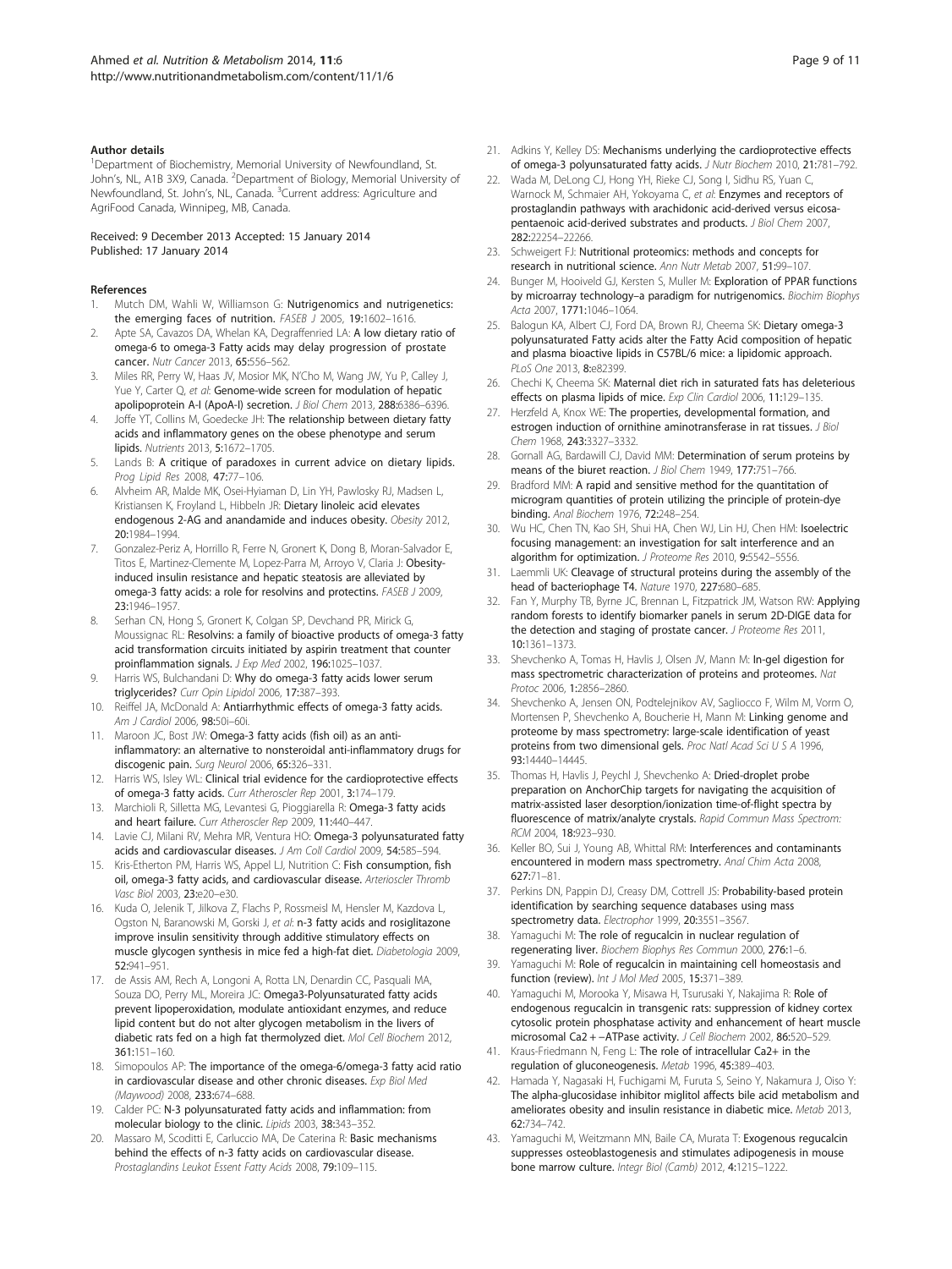### Author details

[1]Department of Biochemistry, Memorial University of Newfoundland, St. John's, NL, A1B 3X9, Canada. [2]Department of Biology, Memorial University of Newfoundland, St. John's, NL, Canada. [3]Current address: Agriculture and AgriFood Canada, Winnipeg, MB, Canada.

Received: 9 December 2013 Accepted: 15 January 2014
Published: 17 January 2014

### References

1. Mutch DM, Wahli W, Williamson G: **Nutrigenomics and nutrigenetics: the emerging faces of nutrition.** *FASEB J* 2005, **19:**1602–1616.
2. Apte SA, Cavazos DA, Whelan KA, Degraffenried LA: **A low dietary ratio of omega-6 to omega-3 Fatty acids may delay progression of prostate cancer.** *Nutr Cancer* 2013, **65:**556–562.
3. Miles RR, Perry W, Haas JV, Mosior MK, N'Cho M, Wang JW, Yu P, Calley J, Yue Y, Carter Q, *et al*: **Genome-wide screen for modulation of hepatic apolipoprotein A-I (ApoA-I) secretion.** *J Biol Chem* 2013, **288:**6386–6396.
4. Joffe YT, Collins M, Goedecke JH: **The relationship between dietary fatty acids and inflammatory genes on the obese phenotype and serum lipids.** *Nutrients* 2013, **5:**1672–1705.
5. Lands B: **A critique of paradoxes in current advice on dietary lipids.** *Prog Lipid Res* 2008, **47:**77–106.
6. Alvheim AR, Malde MK, Osei-Hyiaman D, Lin YH, Pawlosky RJ, Madsen L, Kristiansen K, Froyland L, Hibbeln JR: **Dietary linoleic acid elevates endogenous 2-AG and anandamide and induces obesity.** *Obesity* 2012, **20:**1984–1994.
7. Gonzalez-Periz A, Horrillo R, Ferre N, Gronert K, Dong B, Moran-Salvador E, Titos E, Martinez-Clemente M, Lopez-Parra M, Arroyo V, Claria J: **Obesity-induced insulin resistance and hepatic steatosis are alleviated by omega-3 fatty acids: a role for resolvins and protectins.** *FASEB J* 2009, **23:**1946–1957.
8. Serhan CN, Hong S, Gronert K, Colgan SP, Devchand PR, Mirick G, Moussignac RL: **Resolvins: a family of bioactive products of omega-3 fatty acid transformation circuits initiated by aspirin treatment that counter proinflammation signals.** *J Exp Med* 2002, **196:**1025–1037.
9. Harris WS, Bulchandani D: **Why do omega-3 fatty acids lower serum triglycerides?** *Curr Opin Lipidol* 2006, **17:**387–393.
10. Reiffel JA, McDonald A: **Antiarrhythmic effects of omega-3 fatty acids.** *Am J Cardiol* 2006, **98:**50i–60i.
11. Maroon JC, Bost JW: **Omega-3 fatty acids (fish oil) as an anti-inflammatory: an alternative to nonsteroidal anti-inflammatory drugs for discogenic pain.** *Surg Neurol* 2006, **65:**326–331.
12. Harris WS, Isley WL: **Clinical trial evidence for the cardioprotective effects of omega-3 fatty acids.** *Curr Atheroscler Rep* 2001, **3:**174–179.
13. Marchioli R, Silletta MG, Levantesi G, Pioggiarella R: **Omega-3 fatty acids and heart failure.** *Curr Atheroscler Rep* 2009, **11:**440–447.
14. Lavie CJ, Milani RV, Mehra MR, Ventura HO: **Omega-3 polyunsaturated fatty acids and cardiovascular diseases.** *J Am Coll Cardiol* 2009, **54:**585–594.
15. Kris-Etherton PM, Harris WS, Appel LJ, Nutrition C: **Fish consumption, fish oil, omega-3 fatty acids, and cardiovascular disease.** *Arterioscler Thromb Vasc Biol* 2003, **23:**e20–e30.
16. Kuda O, Jelenik T, Jilkova Z, Flachs P, Rossmeisl M, Hensler M, Kazdova L, Ogston N, Baranowski M, Gorski J, *et al*: **n-3 fatty acids and rosiglitazone improve insulin sensitivity through additive stimulatory effects on muscle glycogen synthesis in mice fed a high-fat diet.** *Diabetologia* 2009, **52:**941–951.
17. de Assis AM, Rech A, Longoni A, Rotta LN, Denardin CC, Pasquali MA, Souza DO, Perry ML, Moreira JC: **Omega3-Polyunsaturated fatty acids prevent lipoperoxidation, modulate antioxidant enzymes, and reduce lipid content but do not alter glycogen metabolism in the livers of diabetic rats fed on a high fat thermolyzed diet.** *Mol Cell Biochem* 2012, **361:**151–160.
18. Simopoulos AP: **The importance of the omega-6/omega-3 fatty acid ratio in cardiovascular disease and other chronic diseases.** *Exp Biol Med (Maywood)* 2008, **233:**674–688.
19. Calder PC: **N-3 polyunsaturated fatty acids and inflammation: from molecular biology to the clinic.** *Lipids* 2003, **38:**343–352.
20. Massaro M, Scoditti E, Carluccio MA, De Caterina R: **Basic mechanisms behind the effects of n-3 fatty acids on cardiovascular disease.** *Prostaglandins Leukot Essent Fatty Acids* 2008, **79:**109–115.
21. Adkins Y, Kelley DS: **Mechanisms underlying the cardioprotective effects of omega-3 polyunsaturated fatty acids.** *J Nutr Biochem* 2010, **21:**781–792.
22. Wada M, DeLong CJ, Hong YH, Rieke CJ, Song I, Sidhu RS, Yuan C, Warnock M, Schmaier AH, Yokoyama C, *et al*: **Enzymes and receptors of prostaglandin pathways with arachidonic acid-derived versus eicosapentaenoic acid-derived substrates and products.** *J Biol Chem* 2007, **282:**22254–22266.
23. Schweigert FJ: **Nutritional proteomics: methods and concepts for research in nutritional science.** *Ann Nutr Metab* 2007, **51:**99–107.
24. Bunger M, Hooiveld GJ, Kersten S, Muller M: **Exploration of PPAR functions by microarray technology–a paradigm for nutrigenomics.** *Biochim Biophys Acta* 2007, **1771:**1046–1064.
25. Balogun KA, Albert CJ, Ford DA, Brown RJ, Cheema SK: **Dietary omega-3 polyunsaturated Fatty acids alter the Fatty Acid composition of hepatic and plasma bioactive lipids in C57BL/6 mice: a lipidomic approach.** *PLoS One* 2013, **8:**e82399.
26. Chechi K, Cheema SK: **Maternal diet rich in saturated fats has deleterious effects on plasma lipids of mice.** *Exp Clin Cardiol* 2006, **11:**129–135.
27. Herzfeld A, Knox WE: **The properties, developmental formation, and estrogen induction of ornithine aminotransferase in rat tissues.** *J Biol Chem* 1968, **243:**3327–3332.
28. Gornall AG, Bardawill CJ, David MM: **Determination of serum proteins by means of the biuret reaction.** *J Biol Chem* 1949, **177:**751–766.
29. Bradford MM: **A rapid and sensitive method for the quantitation of microgram quantities of protein utilizing the principle of protein-dye binding.** *Anal Biochem* 1976, **72:**248–254.
30. Wu HC, Chen TN, Kao SH, Shui HA, Chen WJ, Lin HJ, Chen HM: **Isoelectric focusing management: an investigation for salt interference and an algorithm for optimization.** *J Proteome Res* 2010, **9:**5542–5556.
31. Laemmli UK: **Cleavage of structural proteins during the assembly of the head of bacteriophage T4.** *Nature* 1970, **227:**680–685.
32. Fan Y, Murphy TB, Byrne JC, Brennan L, Fitzpatrick JM, Watson RW: **Applying random forests to identify biomarker panels in serum 2D-DIGE data for the detection and staging of prostate cancer.** *J Proteome Res* 2011, **10:**1361–1373.
33. Shevchenko A, Tomas H, Havlis J, Olsen JV, Mann M: **In-gel digestion for mass spectrometric characterization of proteins and proteomes.** *Nat Protoc* 2006, **1:**2856–2860.
34. Shevchenko A, Jensen ON, Podtelejnikov AV, Sagliocco F, Wilm M, Vorm O, Mortensen P, Shevchenko A, Boucherie H, Mann M: **Linking genome and proteome by mass spectrometry: large-scale identification of yeast proteins from two dimensional gels.** *Proc Natl Acad Sci U S A* 1996, **93:**14440–14445.
35. Thomas H, Havlis J, Peychl J, Shevchenko A: **Dried-droplet probe preparation on AnchorChip targets for navigating the acquisition of matrix-assisted laser desorption/ionization time-of-flight spectra by fluorescence of matrix/analyte crystals.** *Rapid Commun Mass Spectrom: RCM* 2004, **18:**923–930.
36. Keller BO, Sui J, Young AB, Whittal RM: **Interferences and contaminants encountered in modern mass spectrometry.** *Anal Chim Acta* 2008, **627:**71–81.
37. Perkins DN, Pappin DJ, Creasy DM, Cottrell JS: **Probability-based protein identification by searching sequence databases using mass spectrometry data.** *Electrophor* 1999, **20:**3551–3567.
38. Yamaguchi M: **The role of regucalcin in nuclear regulation of regenerating liver.** *Biochem Biophys Res Commun* 2000, **276:**1–6.
39. Yamaguchi M: **Role of regucalcin in maintaining cell homeostasis and function (review).** *Int J Mol Med* 2005, **15:**371–389.
40. Yamaguchi M, Morooka Y, Misawa H, Tsurusaki Y, Nakajima R: **Role of endogenous regucalcin in transgenic rats: suppression of kidney cortex cytosolic protein phosphatase activity and enhancement of heart muscle microsomal Ca2 + −ATPase activity.** *J Cell Biochem* 2002, **86:**520–529.
41. Kraus-Friedmann N, Feng L: **The role of intracellular Ca2+ in the regulation of gluconeogenesis.** *Metab* 1996, **45:**389–403.
42. Hamada Y, Nagasaki H, Fuchigami M, Furuta S, Seino Y, Nakamura J, Oiso Y: **The alpha-glucosidase inhibitor miglitol affects bile acid metabolism and ameliorates obesity and insulin resistance in diabetic mice.** *Metab* 2013, **62:**734–742.
43. Yamaguchi M, Weitzmann MN, Baile CA, Murata T: **Exogenous regucalcin suppresses osteoblastogenesis and stimulates adipogenesis in mouse bone marrow culture.** *Integr Biol (Camb)* 2012, **4:**1215–1222.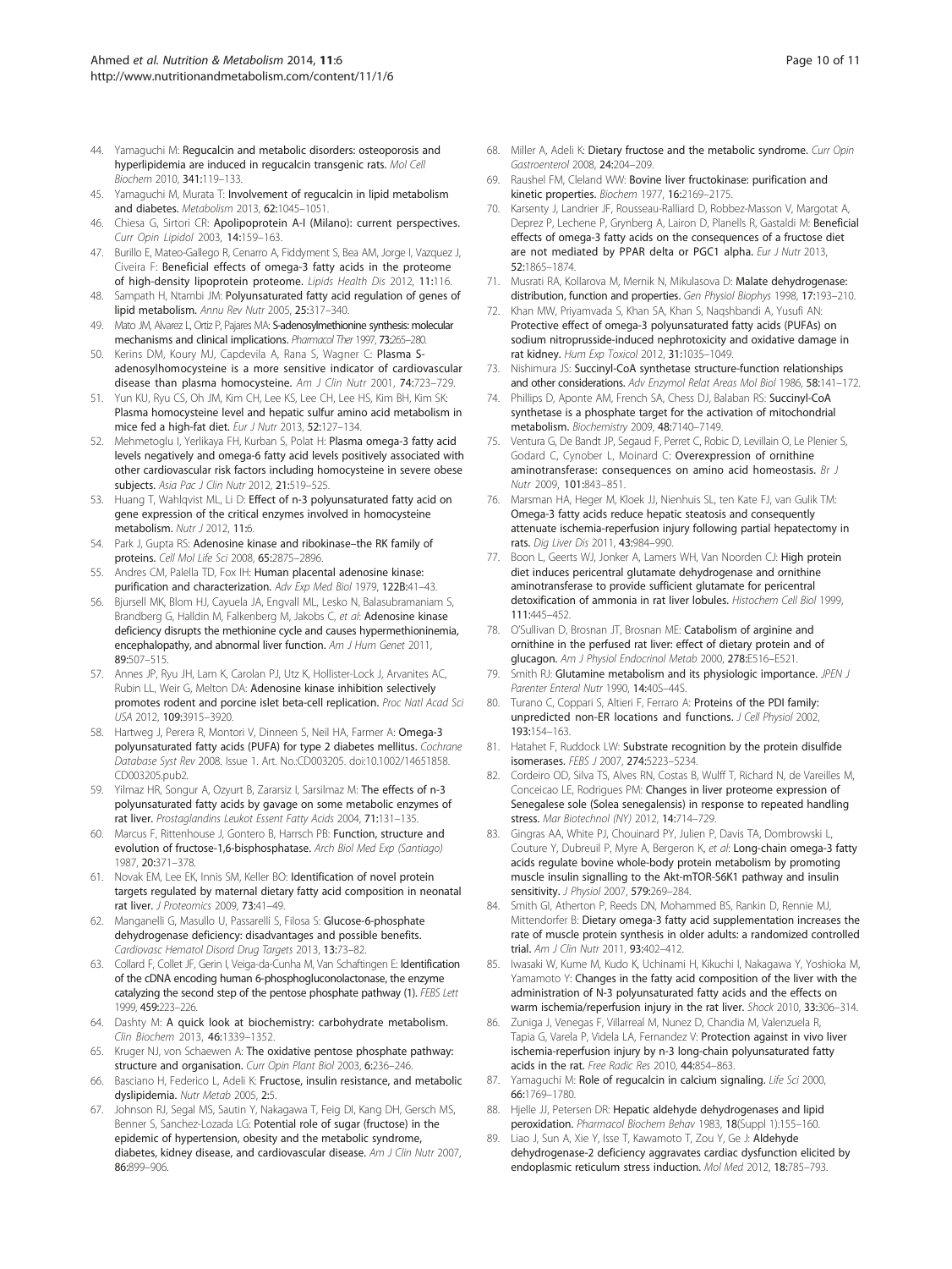44. Yamaguchi M: **Regucalcin and metabolic disorders: osteoporosis and hyperlipidemia are induced in regucalcin transgenic rats.** *Mol Cell Biochem* 2010, **341:**119–133.
45. Yamaguchi M, Murata T: **Involvement of regucalcin in lipid metabolism and diabetes.** *Metabolism* 2013, **62:**1045–1051.
46. Chiesa G, Sirtori CR: **Apolipoprotein A-I (Milano): current perspectives.** *Curr Opin Lipidol* 2003, **14:**159–163.
47. Burillo E, Mateo-Gallego R, Cenarro A, Fiddyment S, Bea AM, Jorge I, Vazquez J, Civeira F: **Beneficial effects of omega-3 fatty acids in the proteome of high-density lipoprotein proteome.** *Lipids Health Dis* 2012, **11:**116.
48. Sampath H, Ntambi JM: **Polyunsaturated fatty acid regulation of genes of lipid metabolism.** *Annu Rev Nutr* 2005, **25:**317–340.
49. Mato JM, Alvarez L, Ortiz P, Pajares MA: **S-adenosylmethionine synthesis: molecular mechanisms and clinical implications.** *Pharmacol Ther* 1997, **73:**265–280.
50. Kerins DM, Koury MJ, Capdevila A, Rana S, Wagner C: **Plasma S-adenosylhomocysteine is a more sensitive indicator of cardiovascular disease than plasma homocysteine.** *Am J Clin Nutr* 2001, **74:**723–729.
51. Yun KU, Ryu CS, Oh JM, Kim CH, Lee KS, Lee CH, Lee HS, Kim BH, Kim SK: **Plasma homocysteine level and hepatic sulfur amino acid metabolism in mice fed a high-fat diet.** *Eur J Nutr* 2013, **52:**127–134.
52. Mehmetoglu I, Yerlikaya FH, Kurban S, Polat H: **Plasma omega-3 fatty acid levels negatively and omega-6 fatty acid levels positively associated with other cardiovascular risk factors including homocysteine in severe obese subjects.** *Asia Pac J Clin Nutr* 2012, **21:**519–525.
53. Huang T, Wahlqvist ML, Li D: **Effect of n-3 polyunsaturated fatty acid on gene expression of the critical enzymes involved in homocysteine metabolism.** *Nutr J* 2012, **11:**6.
54. Park J, Gupta RS: **Adenosine kinase and ribokinase–the RK family of proteins.** *Cell Mol Life Sci* 2008, **65:**2875–2896.
55. Andres CM, Palella TD, Fox IH: **Human placental adenosine kinase: purification and characterization.** *Adv Exp Med Biol* 1979, **122B:**41–43.
56. Bjursell MK, Blom HJ, Cayuela JA, Engvall ML, Lesko N, Balasubramaniam S, Brandberg G, Halldin M, Falkenberg M, Jakobs C, *et al*: **Adenosine kinase deficiency disrupts the methionine cycle and causes hypermethioninemia, encephalopathy, and abnormal liver function.** *Am J Hum Genet* 2011, **89:**507–515.
57. Annes JP, Ryu JH, Lam K, Carolan PJ, Utz K, Hollister-Lock J, Arvanites AC, Rubin LL, Weir G, Melton DA: **Adenosine kinase inhibition selectively promotes rodent and porcine islet beta-cell replication.** *Proc Natl Acad Sci USA* 2012, **109:**3915–3920.
58. Hartweg J, Perera R, Montori V, Dinneen S, Neil HA, Farmer A: **Omega-3 polyunsaturated fatty acids (PUFA) for type 2 diabetes mellitus.** *Cochrane Database Syst Rev* 2008. Issue 1. Art. No.:CD003205. doi:10.1002/14651858. CD003205.pub2.
59. Yilmaz HR, Songur A, Ozyurt B, Zararsiz I, Sarsilmaz M: **The effects of n-3 polyunsaturated fatty acids by gavage on some metabolic enzymes of rat liver.** *Prostaglandins Leukot Essent Fatty Acids* 2004, **71:**131–135.
60. Marcus F, Rittenhouse J, Gontero B, Harrsch PB: **Function, structure and evolution of fructose-1,6-bisphosphatase.** *Arch Biol Med Exp (Santiago)* 1987, **20:**371–378.
61. Novak EM, Lee EK, Innis SM, Keller BO: **Identification of novel protein targets regulated by maternal dietary fatty acid composition in neonatal rat liver.** *J Proteomics* 2009, **73:**41–49.
62. Manganelli G, Masullo U, Passarelli S, Filosa S: **Glucose-6-phosphate dehydrogenase deficiency: disadvantages and possible benefits.** *Cardiovasc Hematol Disord Drug Targets* 2013, **13:**73–82.
63. Collard F, Collet JF, Gerin I, Veiga-da-Cunha M, Van Schaftingen E: **Identification of the cDNA encoding human 6-phosphogluconolactonase, the enzyme catalyzing the second step of the pentose phosphate pathway (1).** *FEBS Lett* 1999, **459:**223–226.
64. Dashty M: **A quick look at biochemistry: carbohydrate metabolism.** *Clin Biochem* 2013, **46:**1339–1352.
65. Kruger NJ, von Schaewen A: **The oxidative pentose phosphate pathway: structure and organisation.** *Curr Opin Plant Biol* 2003, **6:**236–246.
66. Basciano H, Federico L, Adeli K: **Fructose, insulin resistance, and metabolic dyslipidemia.** *Nutr Metab* 2005, **2:**5.
67. Johnson RJ, Segal MS, Sautin Y, Nakagawa T, Feig DI, Kang DH, Gersch MS, Benner S, Sanchez-Lozada LG: **Potential role of sugar (fructose) in the epidemic of hypertension, obesity and the metabolic syndrome, diabetes, kidney disease, and cardiovascular disease.** *Am J Clin Nutr* 2007, **86:**899–906.
68. Miller A, Adeli K: **Dietary fructose and the metabolic syndrome.** *Curr Opin Gastroenterol* 2008, **24:**204–209.
69. Raushel FM, Cleland WW: **Bovine liver fructokinase: purification and kinetic properties.** *Biochem* 1977, **16:**2169–2175.
70. Karsenty J, Landrier JF, Rousseau-Ralliard D, Robbez-Masson V, Margotat A, Deprez P, Lechene P, Grynberg A, Lairon D, Planells R, Gastaldi M: **Beneficial effects of omega-3 fatty acids on the consequences of a fructose diet are not mediated by PPAR delta or PGC1 alpha.** *Eur J Nutr* 2013, **52:**1865–1874.
71. Musrati RA, Kollarova M, Mernik N, Mikulasova D: **Malate dehydrogenase: distribution, function and properties.** *Gen Physiol Biophys* 1998, **17:**193–210.
72. Khan MW, Priyamvada S, Khan SA, Khan S, Naqshbandi A, Yusufi AN: **Protective effect of omega-3 polyunsaturated fatty acids (PUFAs) on sodium nitroprusside-induced nephrotoxicity and oxidative damage in rat kidney.** *Hum Exp Toxicol* 2012, **31:**1035–1049.
73. Nishimura JS: **Succinyl-CoA synthetase structure-function relationships and other considerations.** *Adv Enzymol Relat Areas Mol Biol* 1986, **58:**141–172.
74. Phillips D, Aponte AM, French SA, Chess DJ, Balaban RS: **Succinyl-CoA synthetase is a phosphate target for the activation of mitochondrial metabolism.** *Biochemistry* 2009, **48:**7140–7149.
75. Ventura G, De Bandt JP, Segaud F, Perret C, Robic D, Levillain O, Le Plenier S, Godard C, Cynober L, Moinard C: **Overexpression of ornithine aminotransferase: consequences on amino acid homeostasis.** *Br J Nutr* 2009, **101:**843–851.
76. Marsman HA, Heger M, Kloek JJ, Nienhuis SL, ten Kate FJ, van Gulik TM: **Omega-3 fatty acids reduce hepatic steatosis and consequently attenuate ischemia-reperfusion injury following partial hepatectomy in rats.** *Dig Liver Dis* 2011, **43:**984–990.
77. Boon L, Geerts WJ, Jonker A, Lamers WH, Van Noorden CJ: **High protein diet induces pericentral glutamate dehydrogenase and ornithine aminotransferase to provide sufficient glutamate for pericentral detoxification of ammonia in rat liver lobules.** *Histochem Cell Biol* 1999, **111:**445–452.
78. O'Sullivan D, Brosnan JT, Brosnan ME: **Catabolism of arginine and ornithine in the perfused rat liver: effect of dietary protein and of glucagon.** *Am J Physiol Endocrinol Metab* 2000, **278:**E516–E521.
79. Smith RJ: **Glutamine metabolism and its physiologic importance.** *JPEN J Parenter Enteral Nutr* 1990, **14:**40S–44S.
80. Turano C, Coppari S, Altieri F, Ferraro A: **Proteins of the PDI family: unpredicted non-ER locations and functions.** *J Cell Physiol* 2002, **193:**154–163.
81. Hatahet F, Ruddock LW: **Substrate recognition by the protein disulfide isomerases.** *FEBS J* 2007, **274:**5223–5234.
82. Cordeiro OD, Silva TS, Alves RN, Costas B, Wulff T, Richard N, de Vareilles M, Conceicao LE, Rodrigues PM: **Changes in liver proteome expression of Senegalese sole (Solea senegalensis) in response to repeated handling stress.** *Mar Biotechnol (NY)* 2012, **14:**714–729.
83. Gingras AA, White PJ, Chouinard PY, Julien P, Davis TA, Dombrowski L, Couture Y, Dubreuil P, Myre A, Bergeron K, *et al*: **Long-chain omega-3 fatty acids regulate bovine whole-body protein metabolism by promoting muscle insulin signalling to the Akt-mTOR-S6K1 pathway and insulin sensitivity.** *J Physiol* 2007, **579:**269–284.
84. Smith GI, Atherton P, Reeds DN, Mohammed BS, Rankin D, Rennie MJ, Mittendorfer B: **Dietary omega-3 fatty acid supplementation increases the rate of muscle protein synthesis in older adults: a randomized controlled trial.** *Am J Clin Nutr* 2011, **93:**402–412.
85. Iwasaki W, Kume M, Kudo K, Uchinami H, Kikuchi I, Nakagawa Y, Yoshioka M, Yamamoto Y: **Changes in the fatty acid composition of the liver with the administration of N-3 polyunsaturated fatty acids and the effects on warm ischemia/reperfusion injury in the rat liver.** *Shock* 2010, **33:**306–314.
86. Zuniga J, Venegas F, Villarreal M, Nunez D, Chandia M, Valenzuela R, Tapia G, Varela P, Videla LA, Fernandez V: **Protection against in vivo liver ischemia-reperfusion injury by n-3 long-chain polyunsaturated fatty acids in the rat.** *Free Radic Res* 2010, **44:**854–863.
87. Yamaguchi M: **Role of regucalcin in calcium signaling.** *Life Sci* 2000, **66:**1769–1780.
88. Hjelle JJ, Petersen DR: **Hepatic aldehyde dehydrogenases and lipid peroxidation.** *Pharmacol Biochem Behav* 1983, **18**(Suppl 1):155–160.
89. Liao J, Sun A, Xie Y, Isse T, Kawamoto T, Zou Y, Ge J: **Aldehyde dehydrogenase-2 deficiency aggravates cardiac dysfunction elicited by endoplasmic reticulum stress induction.** *Mol Med* 2012, **18:**785–793.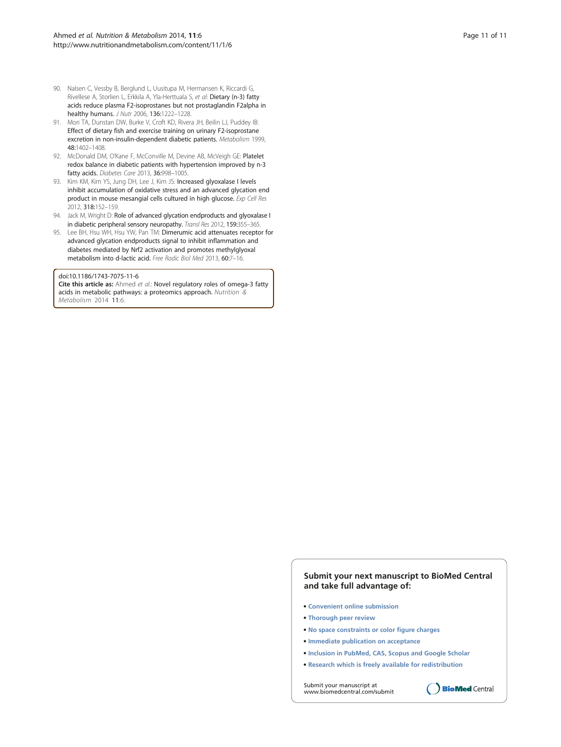90. Nalsen C, Vessby B, Berglund L, Uusitupa M, Hermansen K, Riccardi G, Rivellese A, Storlien L, Erkkila A, Yla-Herttuala S, *et al*: **Dietary (n-3) fatty acids reduce plasma F2-isoprostanes but not prostaglandin F2alpha in healthy humans.** *J Nutr* 2006, **136:**1222–1228.
91. Mori TA, Dunstan DW, Burke V, Croft KD, Rivera JH, Beilin LJ, Puddey IB: **Effect of dietary fish and exercise training on urinary F2-isoprostane excretion in non-insulin-dependent diabetic patients.** *Metabolism* 1999, **48:**1402–1408.
92. McDonald DM, O'Kane F, McConville M, Devine AB, McVeigh GE: **Platelet redox balance in diabetic patients with hypertension improved by n-3 fatty acids.** *Diabetes Care* 2013, **36:**998–1005.
93. Kim KM, Kim YS, Jung DH, Lee J, Kim JS: **Increased glyoxalase I levels inhibit accumulation of oxidative stress and an advanced glycation end product in mouse mesangial cells cultured in high glucose.** *Exp Cell Res* 2012, **318:**152–159.
94. Jack M, Wright D: **Role of advanced glycation endproducts and glyoxalase I in diabetic peripheral sensory neuropathy.** *Transl Res* 2012, **159:**355–365.
95. Lee BH, Hsu WH, Hsu YW, Pan TM: **Dimerumic acid attenuates receptor for advanced glycation endproducts signal to inhibit inflammation and diabetes mediated by Nrf2 activation and promotes methylglyoxal metabolism into d-lactic acid.** *Free Radic Biol Med* 2013, **60:**7–16.

doi:10.1186/1743-7075-11-6
**Cite this article as:** Ahmed *et al.*: Novel regulatory roles of omega-3 fatty acids in metabolic pathways: a proteomics approach. *Nutrition & Metabolism* 2014 **11**:6.

**Submit your next manuscript to BioMed Central and take full advantage of:**

- **Convenient online submission**
- **Thorough peer review**
- **No space constraints or color figure charges**
- **Immediate publication on acceptance**
- **Inclusion in PubMed, CAS, Scopus and Google Scholar**
- **Research which is freely available for redistribution**

Submit your manuscript at
www.biomedcentral.com/submit

BioMed Central